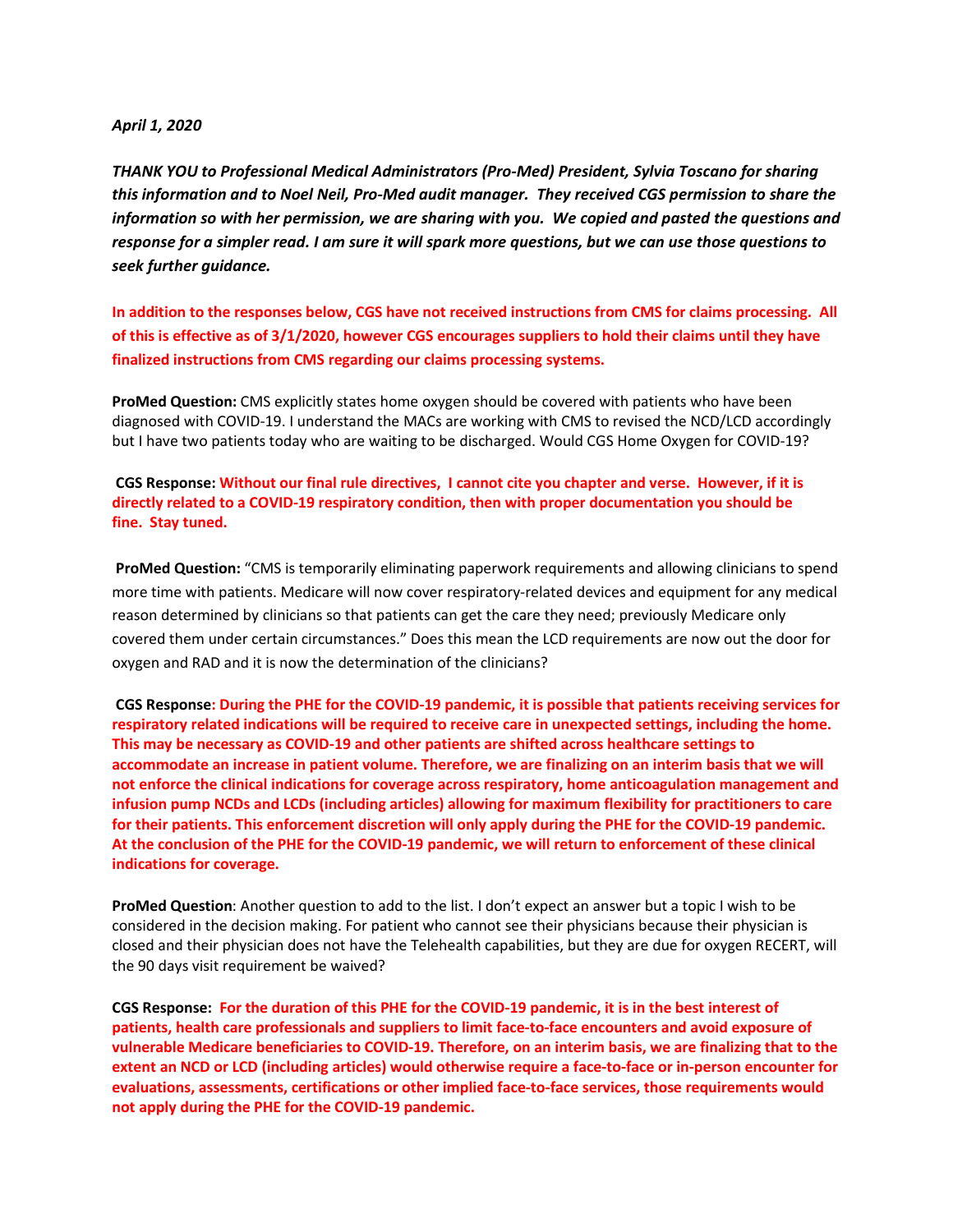***April 1, 2020***

***THANK YOU to Professional Medical Administrators (Pro-Med) President, Sylvia Toscano for sharing this information and to Noel Neil, Pro-Med audit manager. They received CGS permission to share the information so with her permission, we are sharing with you. We copied and pasted the questions and response for a simpler read. I am sure it will spark more questions, but we can use those questions to seek further guidance.***

**In addition to the responses below, CGS have not received instructions from CMS for claims processing. All of this is effective as of 3/1/2020, however CGS encourages suppliers to hold their claims until they have finalized instructions from CMS regarding our claims processing systems.**

**ProMed Question:** CMS explicitly states home oxygen should be covered with patients who have been diagnosed with COVID-19. I understand the MACs are working with CMS to revised the NCD/LCD accordingly but I have two patients today who are waiting to be discharged. Would CGS Home Oxygen for COVID-19?

**CGS Response: Without our final rule directives, I cannot cite you chapter and verse. However, if it is directly related to a COVID-19 respiratory condition, then with proper documentation you should be fine. Stay tuned.**

**ProMed Question:** "CMS is temporarily eliminating paperwork requirements and allowing clinicians to spend more time with patients. Medicare will now cover respiratory-related devices and equipment for any medical reason determined by clinicians so that patients can get the care they need; previously Medicare only covered them under certain circumstances." Does this mean the LCD requirements are now out the door for oxygen and RAD and it is now the determination of the clinicians?

**CGS Response: During the PHE for the COVID-19 pandemic, it is possible that patients receiving services for respiratory related indications will be required to receive care in unexpected settings, including the home. This may be necessary as COVID-19 and other patients are shifted across healthcare settings to accommodate an increase in patient volume. Therefore, we are finalizing on an interim basis that we will not enforce the clinical indications for coverage across respiratory, home anticoagulation management and infusion pump NCDs and LCDs (including articles) allowing for maximum flexibility for practitioners to care for their patients. This enforcement discretion will only apply during the PHE for the COVID-19 pandemic. At the conclusion of the PHE for the COVID-19 pandemic, we will return to enforcement of these clinical indications for coverage.**

**ProMed Question**: Another question to add to the list. I don't expect an answer but a topic I wish to be considered in the decision making. For patient who cannot see their physicians because their physician is closed and their physician does not have the Telehealth capabilities, but they are due for oxygen RECERT, will the 90 days visit requirement be waived?

**CGS Response: For the duration of this PHE for the COVID-19 pandemic, it is in the best interest of patients, health care professionals and suppliers to limit face-to-face encounters and avoid exposure of vulnerable Medicare beneficiaries to COVID-19. Therefore, on an interim basis, we are finalizing that to the extent an NCD or LCD (including articles) would otherwise require a face-to-face or in-person encounter for evaluations, assessments, certifications or other implied face-to-face services, those requirements would not apply during the PHE for the COVID-19 pandemic.**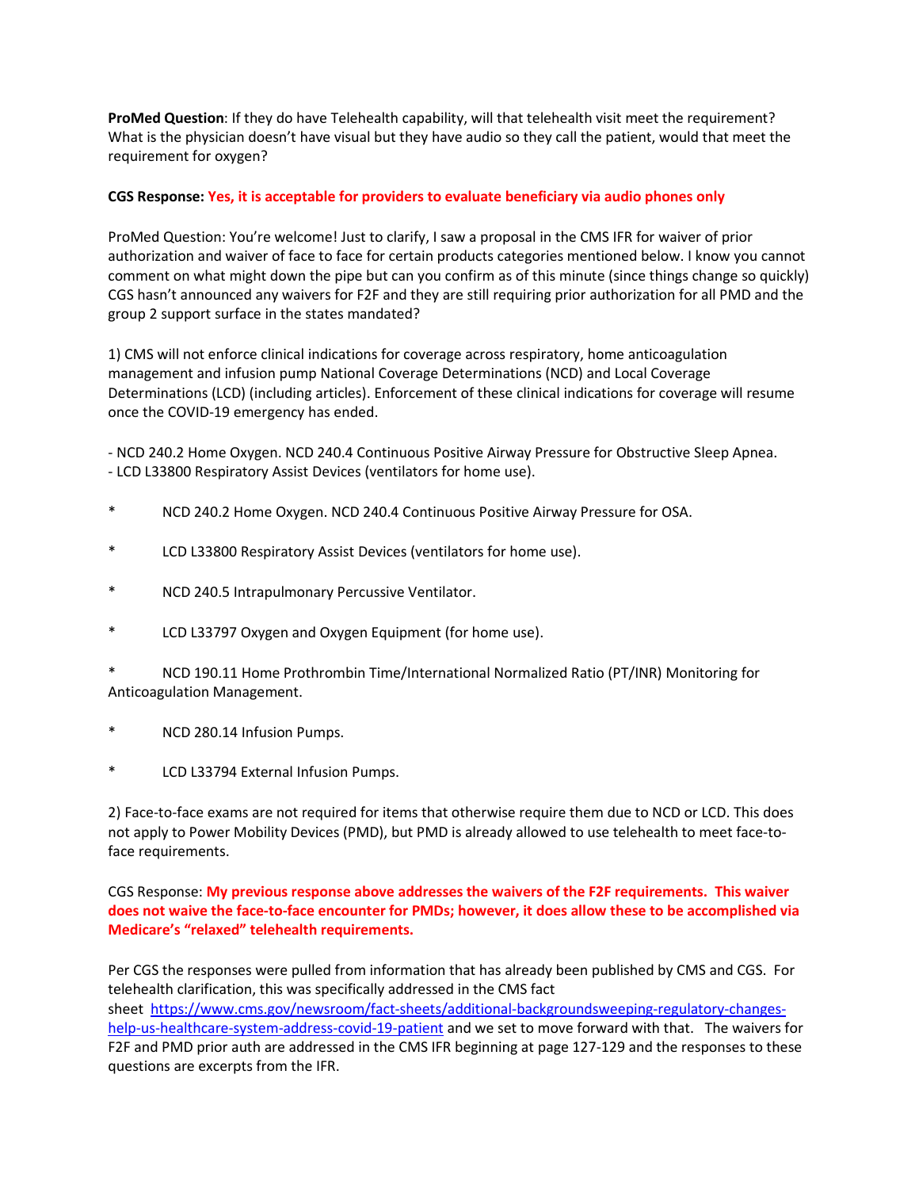**ProMed Question**: If they do have Telehealth capability, will that telehealth visit meet the requirement? What is the physician doesn't have visual but they have audio so they call the patient, would that meet the requirement for oxygen?

**CGS Response: Yes, it is acceptable for providers to evaluate beneficiary via audio phones only**

ProMed Question: You're welcome! Just to clarify, I saw a proposal in the CMS IFR for waiver of prior authorization and waiver of face to face for certain products categories mentioned below. I know you cannot comment on what might down the pipe but can you confirm as of this minute (since things change so quickly) CGS hasn't announced any waivers for F2F and they are still requiring prior authorization for all PMD and the group 2 support surface in the states mandated?

1) CMS will not enforce clinical indications for coverage across respiratory, home anticoagulation management and infusion pump National Coverage Determinations (NCD) and Local Coverage Determinations (LCD) (including articles). Enforcement of these clinical indications for coverage will resume once the COVID-19 emergency has ended.

- NCD 240.2 Home Oxygen. NCD 240.4 Continuous Positive Airway Pressure for Obstructive Sleep Apnea.
- LCD L33800 Respiratory Assist Devices (ventilators for home use).

* NCD 240.2 Home Oxygen. NCD 240.4 Continuous Positive Airway Pressure for OSA.

* LCD L33800 Respiratory Assist Devices (ventilators for home use).

* NCD 240.5 Intrapulmonary Percussive Ventilator.

* LCD L33797 Oxygen and Oxygen Equipment (for home use).

* NCD 190.11 Home Prothrombin Time/International Normalized Ratio (PT/INR) Monitoring for Anticoagulation Management.

* NCD 280.14 Infusion Pumps.

* LCD L33794 External Infusion Pumps.

2) Face-to-face exams are not required for items that otherwise require them due to NCD or LCD. This does not apply to Power Mobility Devices (PMD), but PMD is already allowed to use telehealth to meet face-to-face requirements.

CGS Response: **My previous response above addresses the waivers of the F2F requirements. This waiver does not waive the face-to-face encounter for PMDs; however, it does allow these to be accomplished via Medicare's "relaxed" telehealth requirements.**

Per CGS the responses were pulled from information that has already been published by CMS and CGS. For telehealth clarification, this was specifically addressed in the CMS fact sheet [https://www.cms.gov/newsroom/fact-sheets/additional-backgroundsweeping-regulatory-changes-help-us-healthcare-system-address-covid-19-patient](https://www.cms.gov/newsroom/fact-sheets/additional-backgroundsweeping-regulatory-changes-help-us-healthcare-system-address-covid-19-patient) and we set to move forward with that. The waivers for F2F and PMD prior auth are addressed in the CMS IFR beginning at page 127-129 and the responses to these questions are excerpts from the IFR.